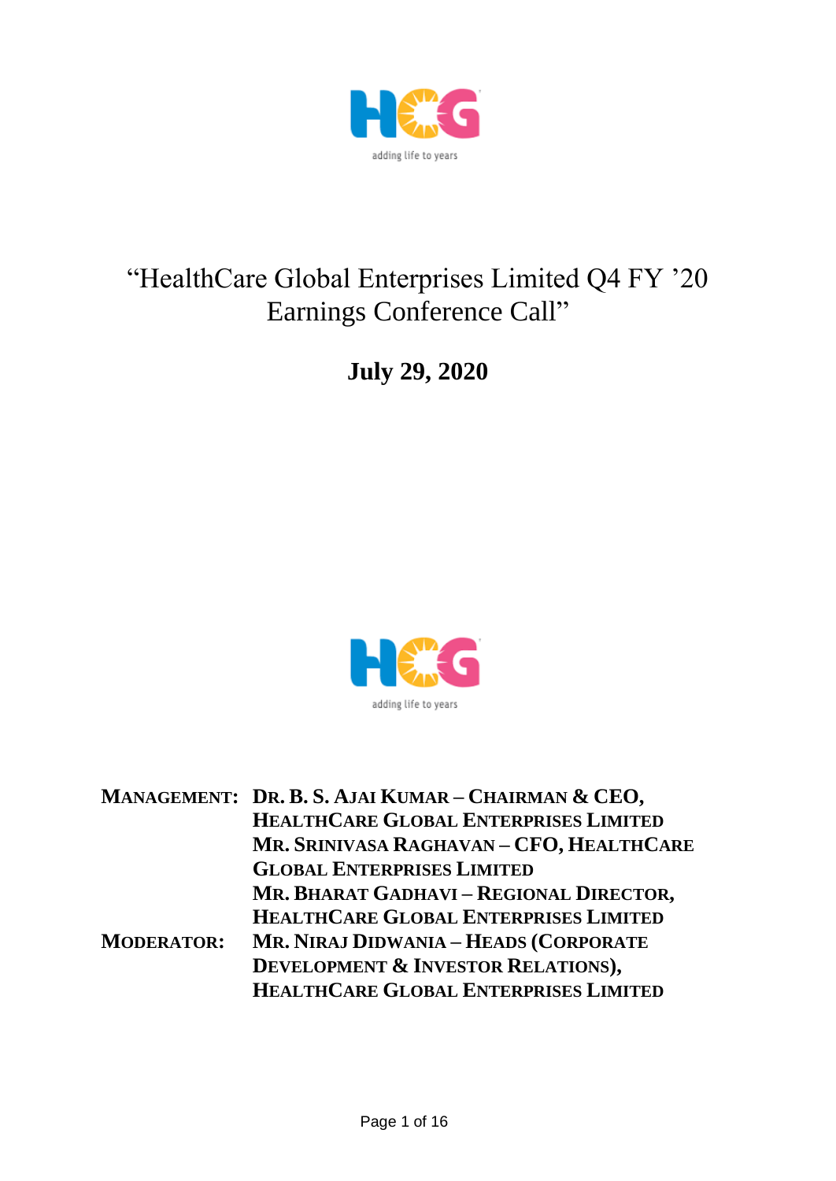# "HealthCare Global Enterprises Limited Q4 FY '20 Earnings Conference Call"

**July 29, 2020**

**MANAGEMENT:** **DR. B. S. AJAI KUMAR – CHAIRMAN & CEO, HEALTHCARE GLOBAL ENTERPRISES LIMITED**
**MR. SRINIVASA RAGHAVAN – CFO, HEALTHCARE GLOBAL ENTERPRISES LIMITED**
**MR. BHARAT GADHAVI – REGIONAL DIRECTOR, HEALTHCARE GLOBAL ENTERPRISES LIMITED**

**MODERATOR:** **MR. NIRAJ DIDWANIA – HEADS (CORPORATE DEVELOPMENT & INVESTOR RELATIONS), HEALTHCARE GLOBAL ENTERPRISES LIMITED**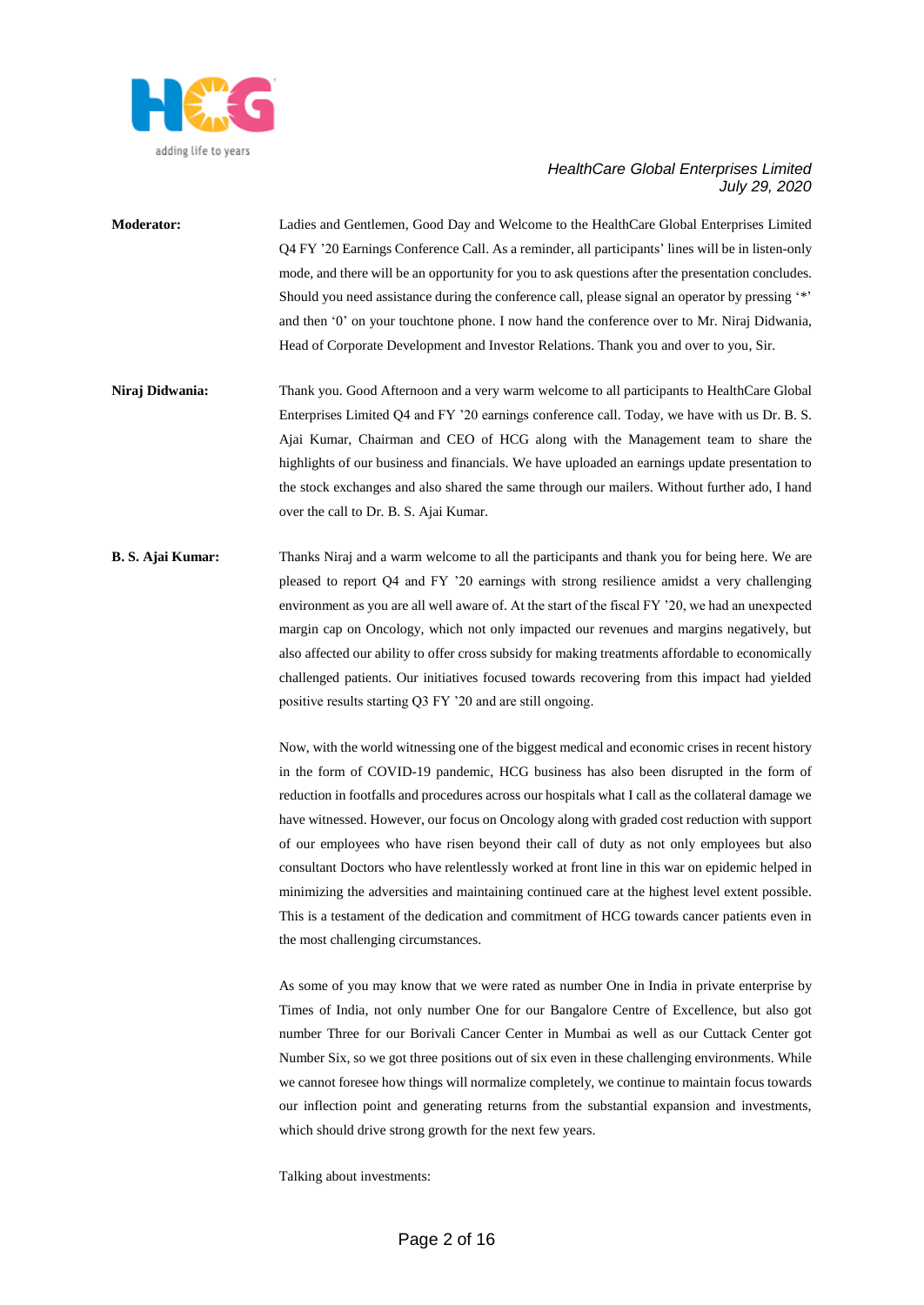**Moderator:** Ladies and Gentlemen, Good Day and Welcome to the HealthCare Global Enterprises Limited Q4 FY '20 Earnings Conference Call. As a reminder, all participants' lines will be in listen-only mode, and there will be an opportunity for you to ask questions after the presentation concludes. Should you need assistance during the conference call, please signal an operator by pressing '*' and then '0' on your touchtone phone. I now hand the conference over to Mr. Niraj Didwania, Head of Corporate Development and Investor Relations. Thank you and over to you, Sir.

**Niraj Didwania:** Thank you. Good Afternoon and a very warm welcome to all participants to HealthCare Global Enterprises Limited Q4 and FY '20 earnings conference call. Today, we have with us Dr. B. S. Ajai Kumar, Chairman and CEO of HCG along with the Management team to share the highlights of our business and financials. We have uploaded an earnings update presentation to the stock exchanges and also shared the same through our mailers. Without further ado, I hand over the call to Dr. B. S. Ajai Kumar.

**B. S. Ajai Kumar:** Thanks Niraj and a warm welcome to all the participants and thank you for being here. We are pleased to report Q4 and FY '20 earnings with strong resilience amidst a very challenging environment as you are all well aware of. At the start of the fiscal FY '20, we had an unexpected margin cap on Oncology, which not only impacted our revenues and margins negatively, but also affected our ability to offer cross subsidy for making treatments affordable to economically challenged patients. Our initiatives focused towards recovering from this impact had yielded positive results starting Q3 FY '20 and are still ongoing.

Now, with the world witnessing one of the biggest medical and economic crises in recent history in the form of COVID-19 pandemic, HCG business has also been disrupted in the form of reduction in footfalls and procedures across our hospitals what I call as the collateral damage we have witnessed. However, our focus on Oncology along with graded cost reduction with support of our employees who have risen beyond their call of duty as not only employees but also consultant Doctors who have relentlessly worked at front line in this war on epidemic helped in minimizing the adversities and maintaining continued care at the highest level extent possible. This is a testament of the dedication and commitment of HCG towards cancer patients even in the most challenging circumstances.

As some of you may know that we were rated as number One in India in private enterprise by Times of India, not only number One for our Bangalore Centre of Excellence, but also got number Three for our Borivali Cancer Center in Mumbai as well as our Cuttack Center got Number Six, so we got three positions out of six even in these challenging environments. While we cannot foresee how things will normalize completely, we continue to maintain focus towards our inflection point and generating returns from the substantial expansion and investments, which should drive strong growth for the next few years.

Talking about investments: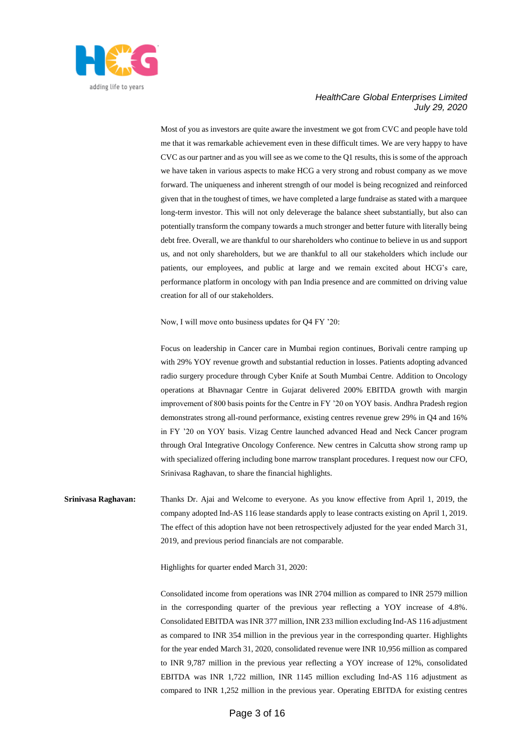Most of you as investors are quite aware the investment we got from CVC and people have told me that it was remarkable achievement even in these difficult times. We are very happy to have CVC as our partner and as you will see as we come to the Q1 results, this is some of the approach we have taken in various aspects to make HCG a very strong and robust company as we move forward. The uniqueness and inherent strength of our model is being recognized and reinforced given that in the toughest of times, we have completed a large fundraise as stated with a marquee long-term investor. This will not only deleverage the balance sheet substantially, but also can potentially transform the company towards a much stronger and better future with literally being debt free. Overall, we are thankful to our shareholders who continue to believe in us and support us, and not only shareholders, but we are thankful to all our stakeholders which include our patients, our employees, and public at large and we remain excited about HCG's care, performance platform in oncology with pan India presence and are committed on driving value creation for all of our stakeholders.

Now, I will move onto business updates for Q4 FY '20:

Focus on leadership in Cancer care in Mumbai region continues, Borivali centre ramping up with 29% YOY revenue growth and substantial reduction in losses. Patients adopting advanced radio surgery procedure through Cyber Knife at South Mumbai Centre. Addition to Oncology operations at Bhavnagar Centre in Gujarat delivered 200% EBITDA growth with margin improvement of 800 basis points for the Centre in FY '20 on YOY basis. Andhra Pradesh region demonstrates strong all-round performance, existing centres revenue grew 29% in Q4 and 16% in FY '20 on YOY basis. Vizag Centre launched advanced Head and Neck Cancer program through Oral Integrative Oncology Conference. New centres in Calcutta show strong ramp up with specialized offering including bone marrow transplant procedures. I request now our CFO, Srinivasa Raghavan, to share the financial highlights.

**Srinivasa Raghavan:** Thanks Dr. Ajai and Welcome to everyone. As you know effective from April 1, 2019, the company adopted Ind-AS 116 lease standards apply to lease contracts existing on April 1, 2019. The effect of this adoption have not been retrospectively adjusted for the year ended March 31, 2019, and previous period financials are not comparable.

Highlights for quarter ended March 31, 2020:

Consolidated income from operations was INR 2704 million as compared to INR 2579 million in the corresponding quarter of the previous year reflecting a YOY increase of 4.8%. Consolidated EBITDA was INR 377 million, INR 233 million excluding Ind-AS 116 adjustment as compared to INR 354 million in the previous year in the corresponding quarter. Highlights for the year ended March 31, 2020, consolidated revenue were INR 10,956 million as compared to INR 9,787 million in the previous year reflecting a YOY increase of 12%, consolidated EBITDA was INR 1,722 million, INR 1145 million excluding Ind-AS 116 adjustment as compared to INR 1,252 million in the previous year. Operating EBITDA for existing centres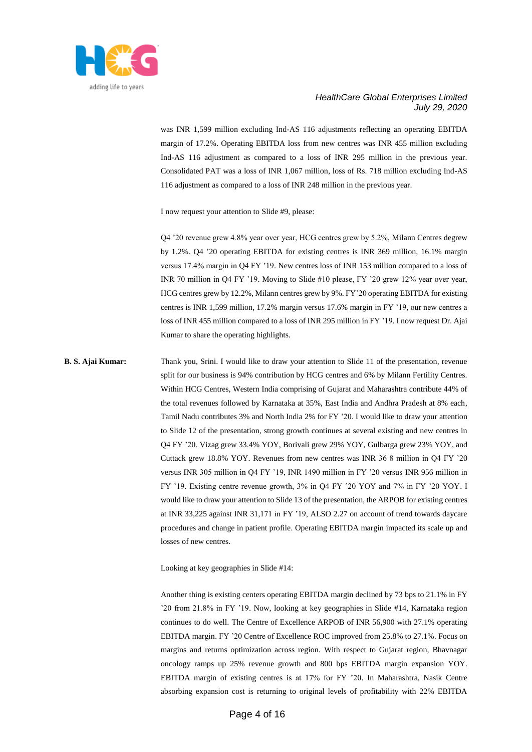was INR 1,599 million excluding Ind-AS 116 adjustments reflecting an operating EBITDA margin of 17.2%. Operating EBITDA loss from new centres was INR 455 million excluding Ind-AS 116 adjustment as compared to a loss of INR 295 million in the previous year. Consolidated PAT was a loss of INR 1,067 million, loss of Rs. 718 million excluding Ind-AS 116 adjustment as compared to a loss of INR 248 million in the previous year.

I now request your attention to Slide #9, please:

Q4 '20 revenue grew 4.8% year over year, HCG centres grew by 5.2%, Milann Centres degrew by 1.2%. Q4 '20 operating EBITDA for existing centres is INR 369 million, 16.1% margin versus 17.4% margin in Q4 FY '19. New centres loss of INR 153 million compared to a loss of INR 70 million in Q4 FY '19. Moving to Slide #10 please, FY '20 grew 12% year over year, HCG centres grew by 12.2%, Milann centres grew by 9%. FY'20 operating EBITDA for existing centres is INR 1,599 million, 17.2% margin versus 17.6% margin in FY '19, our new centres a loss of INR 455 million compared to a loss of INR 295 million in FY '19. I now request Dr. Ajai Kumar to share the operating highlights.

**B. S. Ajai Kumar:** Thank you, Srini. I would like to draw your attention to Slide 11 of the presentation, revenue split for our business is 94% contribution by HCG centres and 6% by Milann Fertility Centres. Within HCG Centres, Western India comprising of Gujarat and Maharashtra contribute 44% of the total revenues followed by Karnataka at 35%, East India and Andhra Pradesh at 8% each, Tamil Nadu contributes 3% and North India 2% for FY '20. I would like to draw your attention to Slide 12 of the presentation, strong growth continues at several existing and new centres in Q4 FY '20. Vizag grew 33.4% YOY, Borivali grew 29% YOY, Gulbarga grew 23% YOY, and Cuttack grew 18.8% YOY. Revenues from new centres was INR 36 8 million in Q4 FY '20 versus INR 305 million in Q4 FY '19, INR 1490 million in FY '20 versus INR 956 million in FY '19. Existing centre revenue growth, 3% in Q4 FY '20 YOY and 7% in FY '20 YOY. I would like to draw your attention to Slide 13 of the presentation, the ARPOB for existing centres at INR 33,225 against INR 31,171 in FY '19, ALSO 2.27 on account of trend towards daycare procedures and change in patient profile. Operating EBITDA margin impacted its scale up and losses of new centres.

Looking at key geographies in Slide #14:

Another thing is existing centers operating EBITDA margin declined by 73 bps to 21.1% in FY '20 from 21.8% in FY '19. Now, looking at key geographies in Slide #14, Karnataka region continues to do well. The Centre of Excellence ARPOB of INR 56,900 with 27.1% operating EBITDA margin. FY '20 Centre of Excellence ROC improved from 25.8% to 27.1%. Focus on margins and returns optimization across region. With respect to Gujarat region, Bhavnagar oncology ramps up 25% revenue growth and 800 bps EBITDA margin expansion YOY. EBITDA margin of existing centres is at 17% for FY '20. In Maharashtra, Nasik Centre absorbing expansion cost is returning to original levels of profitability with 22% EBITDA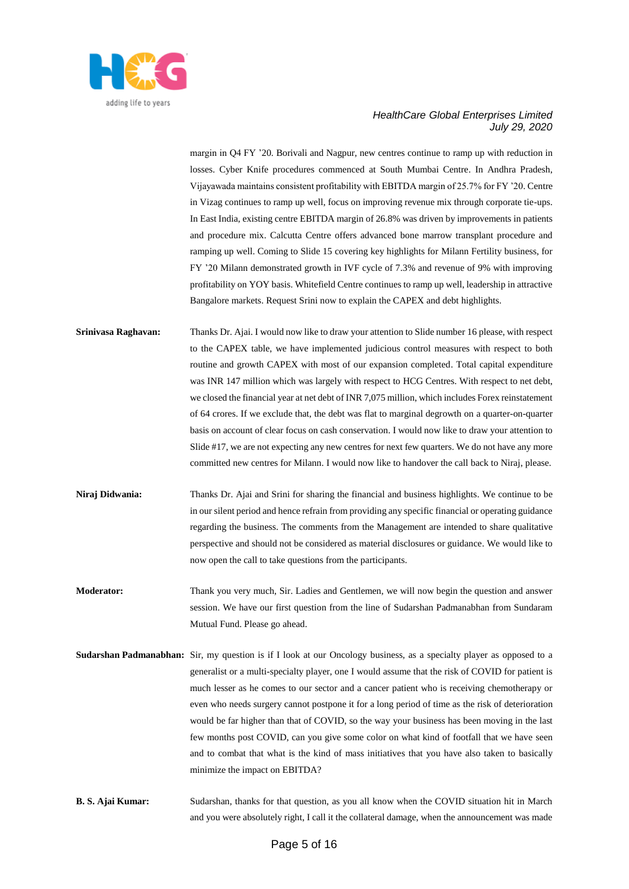margin in Q4 FY '20. Borivali and Nagpur, new centres continue to ramp up with reduction in losses. Cyber Knife procedures commenced at South Mumbai Centre. In Andhra Pradesh, Vijayawada maintains consistent profitability with EBITDA margin of 25.7% for FY '20. Centre in Vizag continues to ramp up well, focus on improving revenue mix through corporate tie-ups. In East India, existing centre EBITDA margin of 26.8% was driven by improvements in patients and procedure mix. Calcutta Centre offers advanced bone marrow transplant procedure and ramping up well. Coming to Slide 15 covering key highlights for Milann Fertility business, for FY '20 Milann demonstrated growth in IVF cycle of 7.3% and revenue of 9% with improving profitability on YOY basis. Whitefield Centre continues to ramp up well, leadership in attractive Bangalore markets. Request Srini now to explain the CAPEX and debt highlights.

**Srinivasa Raghavan:** Thanks Dr. Ajai. I would now like to draw your attention to Slide number 16 please, with respect to the CAPEX table, we have implemented judicious control measures with respect to both routine and growth CAPEX with most of our expansion completed. Total capital expenditure was INR 147 million which was largely with respect to HCG Centres. With respect to net debt, we closed the financial year at net debt of INR 7,075 million, which includes Forex reinstatement of 64 crores. If we exclude that, the debt was flat to marginal degrowth on a quarter-on-quarter basis on account of clear focus on cash conservation. I would now like to draw your attention to Slide #17, we are not expecting any new centres for next few quarters. We do not have any more committed new centres for Milann. I would now like to handover the call back to Niraj, please.

**Niraj Didwania:** Thanks Dr. Ajai and Srini for sharing the financial and business highlights. We continue to be in our silent period and hence refrain from providing any specific financial or operating guidance regarding the business. The comments from the Management are intended to share qualitative perspective and should not be considered as material disclosures or guidance. We would like to now open the call to take questions from the participants.

**Moderator:** Thank you very much, Sir. Ladies and Gentlemen, we will now begin the question and answer session. We have our first question from the line of Sudarshan Padmanabhan from Sundaram Mutual Fund. Please go ahead.

**Sudarshan Padmanabhan:** Sir, my question is if I look at our Oncology business, as a specialty player as opposed to a generalist or a multi-specialty player, one I would assume that the risk of COVID for patient is much lesser as he comes to our sector and a cancer patient who is receiving chemotherapy or even who needs surgery cannot postpone it for a long period of time as the risk of deterioration would be far higher than that of COVID, so the way your business has been moving in the last few months post COVID, can you give some color on what kind of footfall that we have seen and to combat that what is the kind of mass initiatives that you have also taken to basically minimize the impact on EBITDA?

**B. S. Ajai Kumar:** Sudarshan, thanks for that question, as you all know when the COVID situation hit in March and you were absolutely right, I call it the collateral damage, when the announcement was made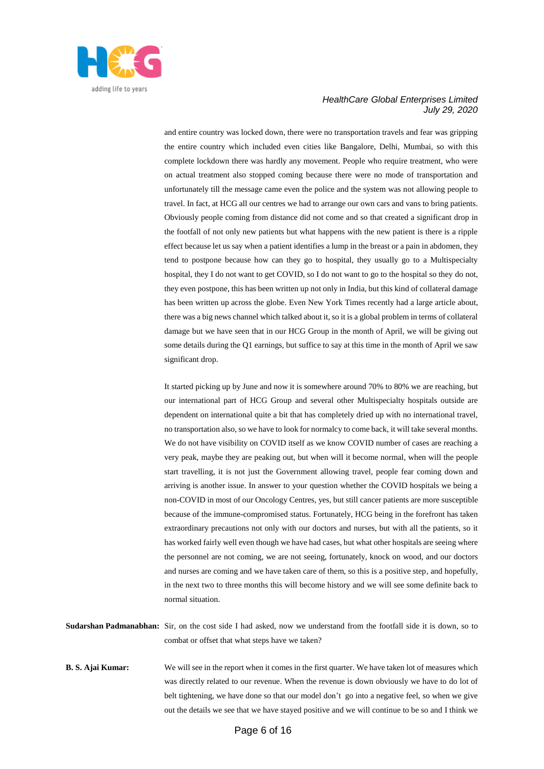and entire country was locked down, there were no transportation travels and fear was gripping the entire country which included even cities like Bangalore, Delhi, Mumbai, so with this complete lockdown there was hardly any movement. People who require treatment, who were on actual treatment also stopped coming because there were no mode of transportation and unfortunately till the message came even the police and the system was not allowing people to travel. In fact, at HCG all our centres we had to arrange our own cars and vans to bring patients. Obviously people coming from distance did not come and so that created a significant drop in the footfall of not only new patients but what happens with the new patient is there is a ripple effect because let us say when a patient identifies a lump in the breast or a pain in abdomen, they tend to postpone because how can they go to hospital, they usually go to a Multispecialty hospital, they I do not want to get COVID, so I do not want to go to the hospital so they do not, they even postpone, this has been written up not only in India, but this kind of collateral damage has been written up across the globe. Even New York Times recently had a large article about, there was a big news channel which talked about it, so it is a global problem in terms of collateral damage but we have seen that in our HCG Group in the month of April, we will be giving out some details during the Q1 earnings, but suffice to say at this time in the month of April we saw significant drop.

It started picking up by June and now it is somewhere around 70% to 80% we are reaching, but our international part of HCG Group and several other Multispecialty hospitals outside are dependent on international quite a bit that has completely dried up with no international travel, no transportation also, so we have to look for normalcy to come back, it will take several months. We do not have visibility on COVID itself as we know COVID number of cases are reaching a very peak, maybe they are peaking out, but when will it become normal, when will the people start travelling, it is not just the Government allowing travel, people fear coming down and arriving is another issue. In answer to your question whether the COVID hospitals we being a non-COVID in most of our Oncology Centres, yes, but still cancer patients are more susceptible because of the immune-compromised status. Fortunately, HCG being in the forefront has taken extraordinary precautions not only with our doctors and nurses, but with all the patients, so it has worked fairly well even though we have had cases, but what other hospitals are seeing where the personnel are not coming, we are not seeing, fortunately, knock on wood, and our doctors and nurses are coming and we have taken care of them, so this is a positive step, and hopefully, in the next two to three months this will become history and we will see some definite back to normal situation.

**Sudarshan Padmanabhan:** Sir, on the cost side I had asked, now we understand from the footfall side it is down, so to combat or offset that what steps have we taken?

**B. S. Ajai Kumar:** We will see in the report when it comes in the first quarter. We have taken lot of measures which was directly related to our revenue. When the revenue is down obviously we have to do lot of belt tightening, we have done so that our model don't go into a negative feel, so when we give out the details we see that we have stayed positive and we will continue to be so and I think we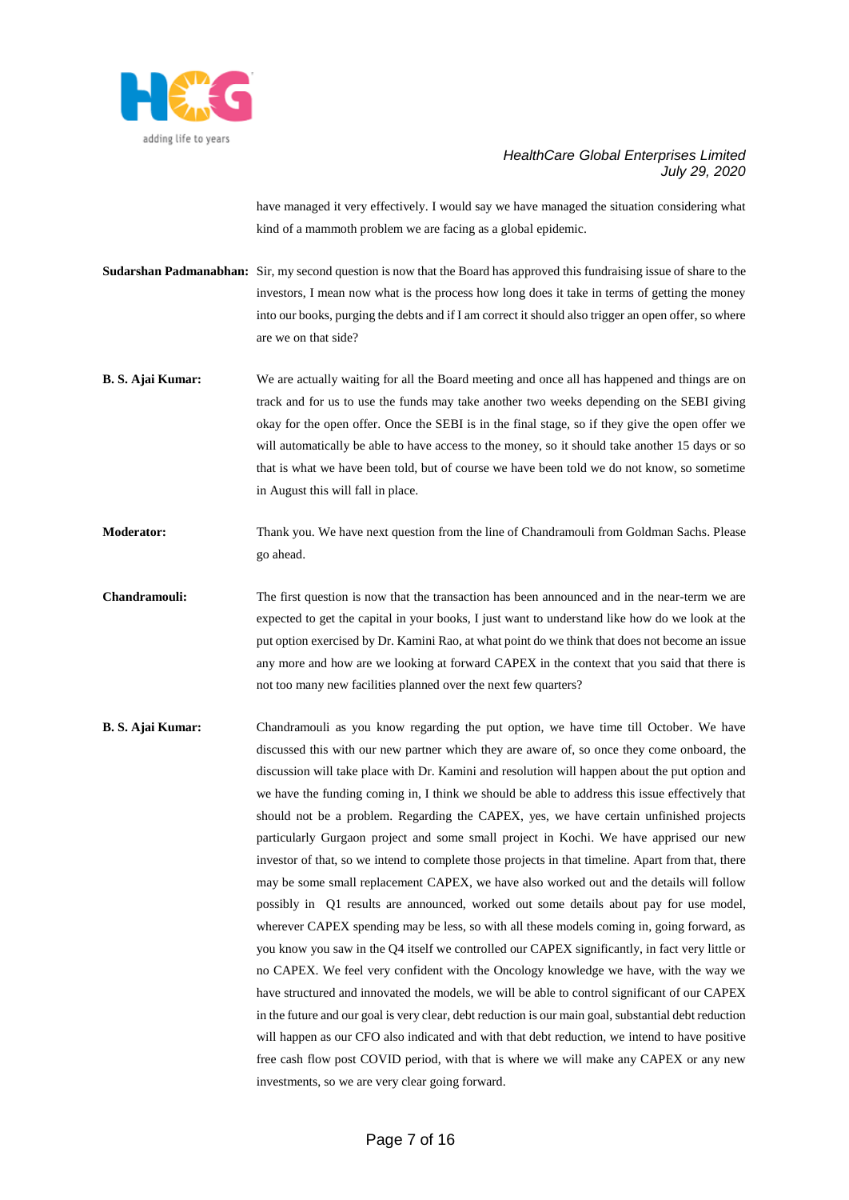have managed it very effectively. I would say we have managed the situation considering what kind of a mammoth problem we are facing as a global epidemic.

**Sudarshan Padmanabhan:** Sir, my second question is now that the Board has approved this fundraising issue of share to the investors, I mean now what is the process how long does it take in terms of getting the money into our books, purging the debts and if I am correct it should also trigger an open offer, so where are we on that side?

**B. S. Ajai Kumar:** We are actually waiting for all the Board meeting and once all has happened and things are on track and for us to use the funds may take another two weeks depending on the SEBI giving okay for the open offer. Once the SEBI is in the final stage, so if they give the open offer we will automatically be able to have access to the money, so it should take another 15 days or so that is what we have been told, but of course we have been told we do not know, so sometime in August this will fall in place.

**Moderator:** Thank you. We have next question from the line of Chandramouli from Goldman Sachs. Please go ahead.

**Chandramouli:** The first question is now that the transaction has been announced and in the near-term we are expected to get the capital in your books, I just want to understand like how do we look at the put option exercised by Dr. Kamini Rao, at what point do we think that does not become an issue any more and how are we looking at forward CAPEX in the context that you said that there is not too many new facilities planned over the next few quarters?

**B. S. Ajai Kumar:** Chandramouli as you know regarding the put option, we have time till October. We have discussed this with our new partner which they are aware of, so once they come onboard, the discussion will take place with Dr. Kamini and resolution will happen about the put option and we have the funding coming in, I think we should be able to address this issue effectively that should not be a problem. Regarding the CAPEX, yes, we have certain unfinished projects particularly Gurgaon project and some small project in Kochi. We have apprised our new investor of that, so we intend to complete those projects in that timeline. Apart from that, there may be some small replacement CAPEX, we have also worked out and the details will follow possibly in Q1 results are announced, worked out some details about pay for use model, wherever CAPEX spending may be less, so with all these models coming in, going forward, as you know you saw in the Q4 itself we controlled our CAPEX significantly, in fact very little or no CAPEX. We feel very confident with the Oncology knowledge we have, with the way we have structured and innovated the models, we will be able to control significant of our CAPEX in the future and our goal is very clear, debt reduction is our main goal, substantial debt reduction will happen as our CFO also indicated and with that debt reduction, we intend to have positive free cash flow post COVID period, with that is where we will make any CAPEX or any new investments, so we are very clear going forward.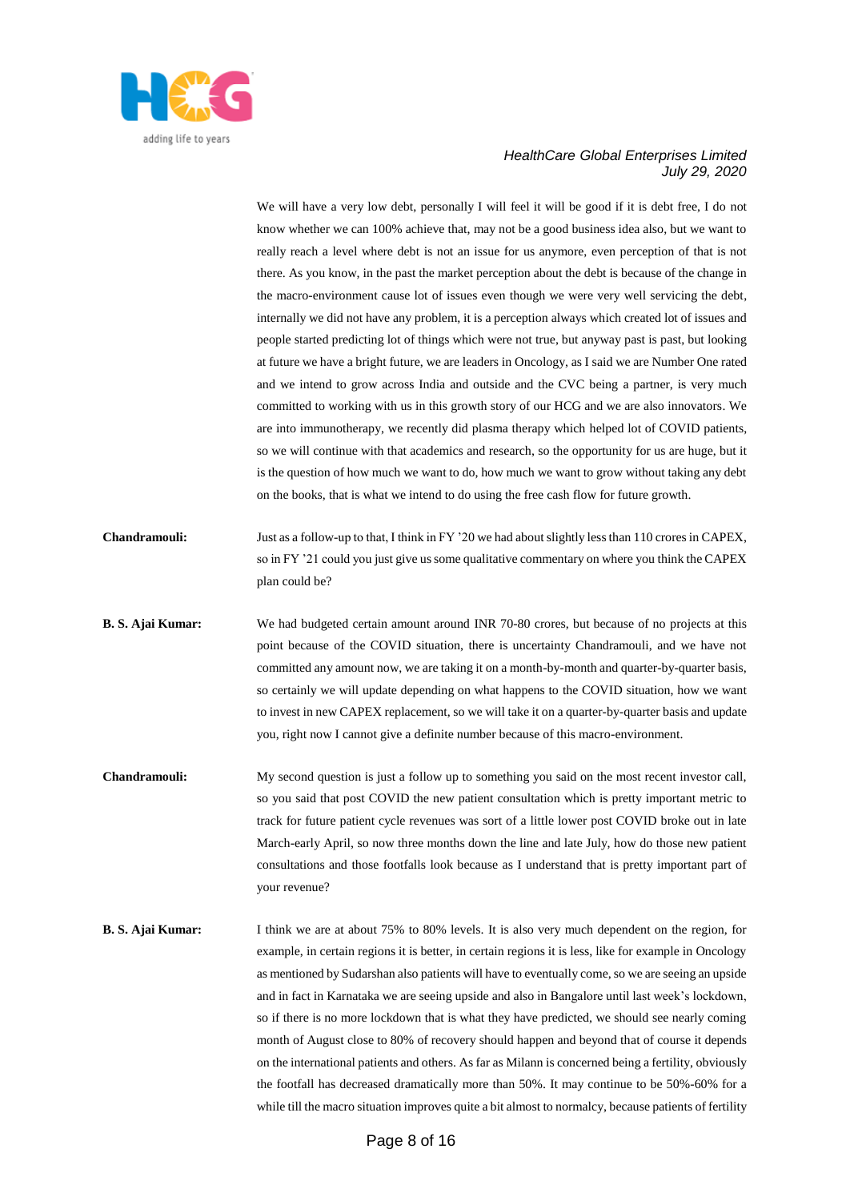We will have a very low debt, personally I will feel it will be good if it is debt free, I do not know whether we can 100% achieve that, may not be a good business idea also, but we want to really reach a level where debt is not an issue for us anymore, even perception of that is not there. As you know, in the past the market perception about the debt is because of the change in the macro-environment cause lot of issues even though we were very well servicing the debt, internally we did not have any problem, it is a perception always which created lot of issues and people started predicting lot of things which were not true, but anyway past is past, but looking at future we have a bright future, we are leaders in Oncology, as I said we are Number One rated and we intend to grow across India and outside and the CVC being a partner, is very much committed to working with us in this growth story of our HCG and we are also innovators. We are into immunotherapy, we recently did plasma therapy which helped lot of COVID patients, so we will continue with that academics and research, so the opportunity for us are huge, but it is the question of how much we want to do, how much we want to grow without taking any debt on the books, that is what we intend to do using the free cash flow for future growth.

**Chandramouli:** Just as a follow-up to that, I think in FY '20 we had about slightly less than 110 crores in CAPEX, so in FY '21 could you just give us some qualitative commentary on where you think the CAPEX plan could be?

**B. S. Ajai Kumar:** We had budgeted certain amount around INR 70-80 crores, but because of no projects at this point because of the COVID situation, there is uncertainty Chandramouli, and we have not committed any amount now, we are taking it on a month-by-month and quarter-by-quarter basis, so certainly we will update depending on what happens to the COVID situation, how we want to invest in new CAPEX replacement, so we will take it on a quarter-by-quarter basis and update you, right now I cannot give a definite number because of this macro-environment.

**Chandramouli:** My second question is just a follow up to something you said on the most recent investor call, so you said that post COVID the new patient consultation which is pretty important metric to track for future patient cycle revenues was sort of a little lower post COVID broke out in late March-early April, so now three months down the line and late July, how do those new patient consultations and those footfalls look because as I understand that is pretty important part of your revenue?

**B. S. Ajai Kumar:** I think we are at about 75% to 80% levels. It is also very much dependent on the region, for example, in certain regions it is better, in certain regions it is less, like for example in Oncology as mentioned by Sudarshan also patients will have to eventually come, so we are seeing an upside and in fact in Karnataka we are seeing upside and also in Bangalore until last week's lockdown, so if there is no more lockdown that is what they have predicted, we should see nearly coming month of August close to 80% of recovery should happen and beyond that of course it depends on the international patients and others. As far as Milann is concerned being a fertility, obviously the footfall has decreased dramatically more than 50%. It may continue to be 50%-60% for a while till the macro situation improves quite a bit almost to normalcy, because patients of fertility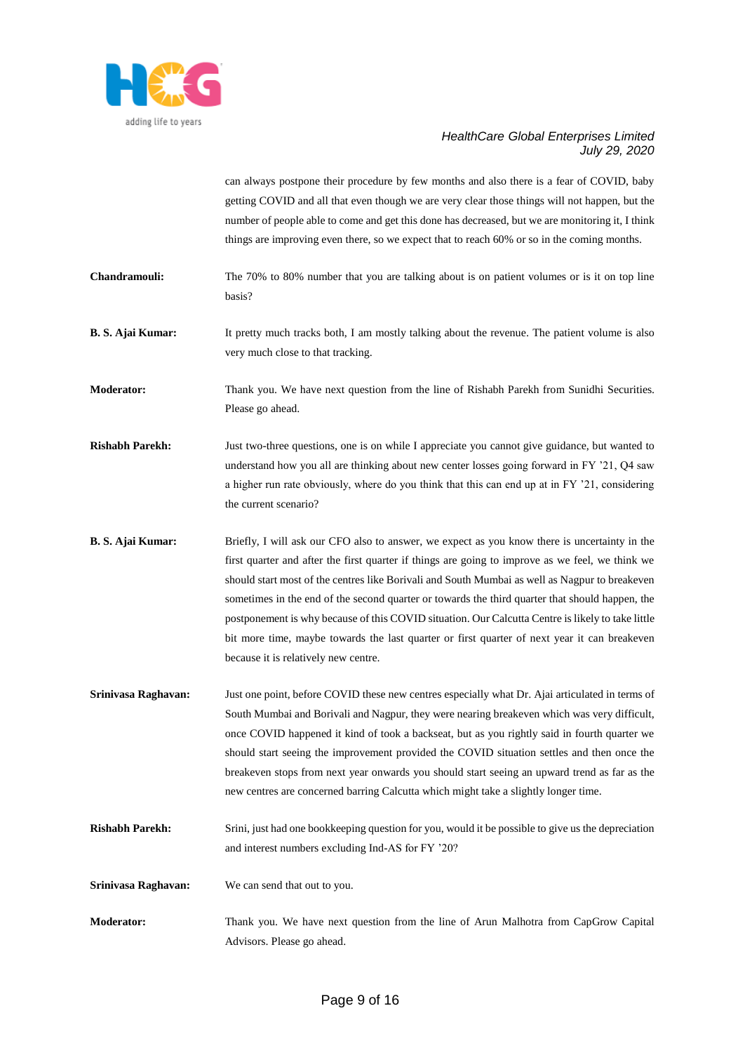can always postpone their procedure by few months and also there is a fear of COVID, baby getting COVID and all that even though we are very clear those things will not happen, but the number of people able to come and get this done has decreased, but we are monitoring it, I think things are improving even there, so we expect that to reach 60% or so in the coming months.

**Chandramouli:** The 70% to 80% number that you are talking about is on patient volumes or is it on top line basis?

**B. S. Ajai Kumar:** It pretty much tracks both, I am mostly talking about the revenue. The patient volume is also very much close to that tracking.

**Moderator:** Thank you. We have next question from the line of Rishabh Parekh from Sunidhi Securities. Please go ahead.

**Rishabh Parekh:** Just two-three questions, one is on while I appreciate you cannot give guidance, but wanted to understand how you all are thinking about new center losses going forward in FY '21, Q4 saw a higher run rate obviously, where do you think that this can end up at in FY '21, considering the current scenario?

**B. S. Ajai Kumar:** Briefly, I will ask our CFO also to answer, we expect as you know there is uncertainty in the first quarter and after the first quarter if things are going to improve as we feel, we think we should start most of the centres like Borivali and South Mumbai as well as Nagpur to breakeven sometimes in the end of the second quarter or towards the third quarter that should happen, the postponement is why because of this COVID situation. Our Calcutta Centre is likely to take little bit more time, maybe towards the last quarter or first quarter of next year it can breakeven because it is relatively new centre.

**Srinivasa Raghavan:** Just one point, before COVID these new centres especially what Dr. Ajai articulated in terms of South Mumbai and Borivali and Nagpur, they were nearing breakeven which was very difficult, once COVID happened it kind of took a backseat, but as you rightly said in fourth quarter we should start seeing the improvement provided the COVID situation settles and then once the breakeven stops from next year onwards you should start seeing an upward trend as far as the new centres are concerned barring Calcutta which might take a slightly longer time.

**Rishabh Parekh:** Srini, just had one bookkeeping question for you, would it be possible to give us the depreciation and interest numbers excluding Ind-AS for FY '20?

**Srinivasa Raghavan:** We can send that out to you.

**Moderator:** Thank you. We have next question from the line of Arun Malhotra from CapGrow Capital Advisors. Please go ahead.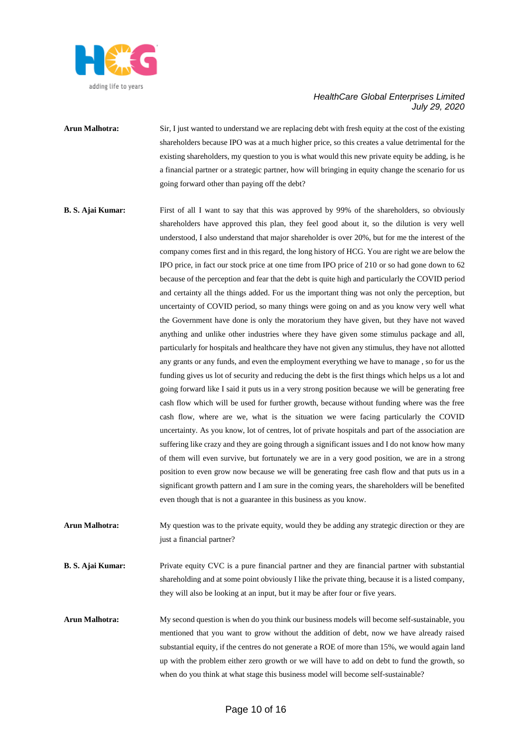**Arun Malhotra:** Sir, I just wanted to understand we are replacing debt with fresh equity at the cost of the existing shareholders because IPO was at a much higher price, so this creates a value detrimental for the existing shareholders, my question to you is what would this new private equity be adding, is he a financial partner or a strategic partner, how will bringing in equity change the scenario for us going forward other than paying off the debt?

**B. S. Ajai Kumar:** First of all I want to say that this was approved by 99% of the shareholders, so obviously shareholders have approved this plan, they feel good about it, so the dilution is very well understood, I also understand that major shareholder is over 20%, but for me the interest of the company comes first and in this regard, the long history of HCG. You are right we are below the IPO price, in fact our stock price at one time from IPO price of 210 or so had gone down to 62 because of the perception and fear that the debt is quite high and particularly the COVID period and certainty all the things added. For us the important thing was not only the perception, but uncertainty of COVID period, so many things were going on and as you know very well what the Government have done is only the moratorium they have given, but they have not waved anything and unlike other industries where they have given some stimulus package and all, particularly for hospitals and healthcare they have not given any stimulus, they have not allotted any grants or any funds, and even the employment everything we have to manage , so for us the funding gives us lot of security and reducing the debt is the first things which helps us a lot and going forward like I said it puts us in a very strong position because we will be generating free cash flow which will be used for further growth, because without funding where was the free cash flow, where are we, what is the situation we were facing particularly the COVID uncertainty. As you know, lot of centres, lot of private hospitals and part of the association are suffering like crazy and they are going through a significant issues and I do not know how many of them will even survive, but fortunately we are in a very good position, we are in a strong position to even grow now because we will be generating free cash flow and that puts us in a significant growth pattern and I am sure in the coming years, the shareholders will be benefited even though that is not a guarantee in this business as you know.

**Arun Malhotra:** My question was to the private equity, would they be adding any strategic direction or they are just a financial partner?

**B. S. Ajai Kumar:** Private equity CVC is a pure financial partner and they are financial partner with substantial shareholding and at some point obviously I like the private thing, because it is a listed company, they will also be looking at an input, but it may be after four or five years.

**Arun Malhotra:** My second question is when do you think our business models will become self-sustainable, you mentioned that you want to grow without the addition of debt, now we have already raised substantial equity, if the centres do not generate a ROE of more than 15%, we would again land up with the problem either zero growth or we will have to add on debt to fund the growth, so when do you think at what stage this business model will become self-sustainable?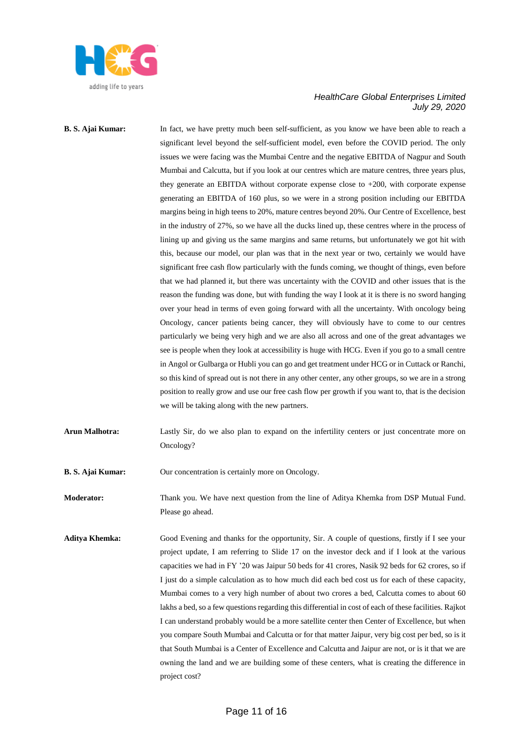**B. S. Ajai Kumar:** In fact, we have pretty much been self-sufficient, as you know we have been able to reach a significant level beyond the self-sufficient model, even before the COVID period. The only issues we were facing was the Mumbai Centre and the negative EBITDA of Nagpur and South Mumbai and Calcutta, but if you look at our centres which are mature centres, three years plus, they generate an EBITDA without corporate expense close to +200, with corporate expense generating an EBITDA of 160 plus, so we were in a strong position including our EBITDA margins being in high teens to 20%, mature centres beyond 20%. Our Centre of Excellence, best in the industry of 27%, so we have all the ducks lined up, these centres where in the process of lining up and giving us the same margins and same returns, but unfortunately we got hit with this, because our model, our plan was that in the next year or two, certainly we would have significant free cash flow particularly with the funds coming, we thought of things, even before that we had planned it, but there was uncertainty with the COVID and other issues that is the reason the funding was done, but with funding the way I look at it is there is no sword hanging over your head in terms of even going forward with all the uncertainty. With oncology being Oncology, cancer patients being cancer, they will obviously have to come to our centres particularly we being very high and we are also all across and one of the great advantages we see is people when they look at accessibility is huge with HCG. Even if you go to a small centre in Angol or Gulbarga or Hubli you can go and get treatment under HCG or in Cuttack or Ranchi, so this kind of spread out is not there in any other center, any other groups, so we are in a strong position to really grow and use our free cash flow per growth if you want to, that is the decision we will be taking along with the new partners.

**Arun Malhotra:** Lastly Sir, do we also plan to expand on the infertility centers or just concentrate more on Oncology?

**B. S. Ajai Kumar:** Our concentration is certainly more on Oncology.

**Moderator:** Thank you. We have next question from the line of Aditya Khemka from DSP Mutual Fund. Please go ahead.

**Aditya Khemka:** Good Evening and thanks for the opportunity, Sir. A couple of questions, firstly if I see your project update, I am referring to Slide 17 on the investor deck and if I look at the various capacities we had in FY '20 was Jaipur 50 beds for 41 crores, Nasik 92 beds for 62 crores, so if I just do a simple calculation as to how much did each bed cost us for each of these capacity, Mumbai comes to a very high number of about two crores a bed, Calcutta comes to about 60 lakhs a bed, so a few questions regarding this differential in cost of each of these facilities. Rajkot I can understand probably would be a more satellite center then Center of Excellence, but when you compare South Mumbai and Calcutta or for that matter Jaipur, very big cost per bed, so is it that South Mumbai is a Center of Excellence and Calcutta and Jaipur are not, or is it that we are owning the land and we are building some of these centers, what is creating the difference in project cost?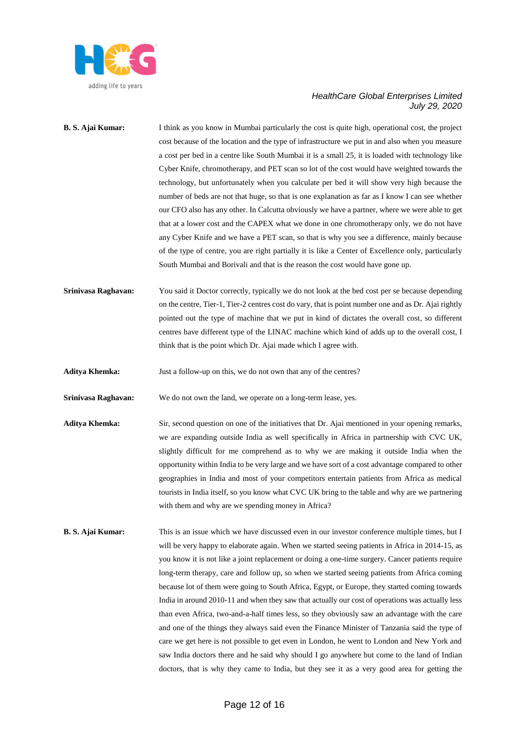**B. S. Ajai Kumar:** I think as you know in Mumbai particularly the cost is quite high, operational cost, the project cost because of the location and the type of infrastructure we put in and also when you measure a cost per bed in a centre like South Mumbai it is a small 25, it is loaded with technology like Cyber Knife, chromotherapy, and PET scan so lot of the cost would have weighted towards the technology, but unfortunately when you calculate per bed it will show very high because the number of beds are not that huge, so that is one explanation as far as I know I can see whether our CFO also has any other. In Calcutta obviously we have a partner, where we were able to get that at a lower cost and the CAPEX what we done in one chromotherapy only, we do not have any Cyber Knife and we have a PET scan, so that is why you see a difference, mainly because of the type of centre, you are right partially it is like a Center of Excellence only, particularly South Mumbai and Borivali and that is the reason the cost would have gone up.

**Srinivasa Raghavan:** You said it Doctor correctly, typically we do not look at the bed cost per se because depending on the centre, Tier-1, Tier-2 centres cost do vary, that is point number one and as Dr. Ajai rightly pointed out the type of machine that we put in kind of dictates the overall cost, so different centres have different type of the LINAC machine which kind of adds up to the overall cost, I think that is the point which Dr. Ajai made which I agree with.

**Aditya Khemka:** Just a follow-up on this, we do not own that any of the centres?

**Srinivasa Raghavan:** We do not own the land, we operate on a long-term lease, yes.

**Aditya Khemka:** Sir, second question on one of the initiatives that Dr. Ajai mentioned in your opening remarks, we are expanding outside India as well specifically in Africa in partnership with CVC UK, slightly difficult for me comprehend as to why we are making it outside India when the opportunity within India to be very large and we have sort of a cost advantage compared to other geographies in India and most of your competitors entertain patients from Africa as medical tourists in India itself, so you know what CVC UK bring to the table and why are we partnering with them and why are we spending money in Africa?

**B. S. Ajai Kumar:** This is an issue which we have discussed even in our investor conference multiple times, but I will be very happy to elaborate again. When we started seeing patients in Africa in 2014-15, as you know it is not like a joint replacement or doing a one-time surgery. Cancer patients require long-term therapy, care and follow up, so when we started seeing patients from Africa coming because lot of them were going to South Africa, Egypt, or Europe, they started coming towards India in around 2010-11 and when they saw that actually our cost of operations was actually less than even Africa, two-and-a-half times less, so they obviously saw an advantage with the care and one of the things they always said even the Finance Minister of Tanzania said the type of care we get here is not possible to get even in London, he went to London and New York and saw India doctors there and he said why should I go anywhere but come to the land of Indian doctors, that is why they came to India, but they see it as a very good area for getting the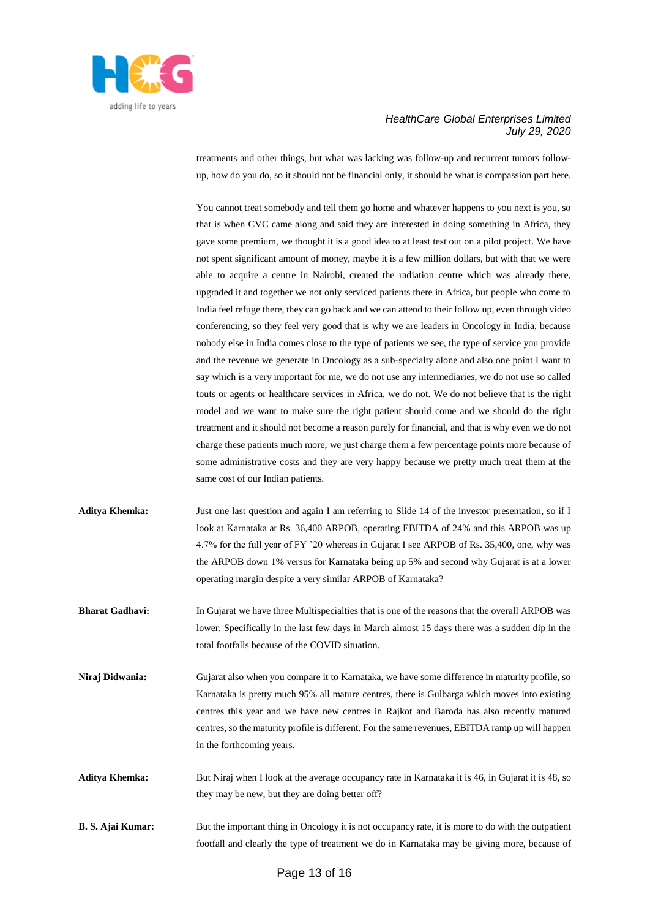treatments and other things, but what was lacking was follow-up and recurrent tumors follow-up, how do you do, so it should not be financial only, it should be what is compassion part here.

You cannot treat somebody and tell them go home and whatever happens to you next is you, so that is when CVC came along and said they are interested in doing something in Africa, they gave some premium, we thought it is a good idea to at least test out on a pilot project. We have not spent significant amount of money, maybe it is a few million dollars, but with that we were able to acquire a centre in Nairobi, created the radiation centre which was already there, upgraded it and together we not only serviced patients there in Africa, but people who come to India feel refuge there, they can go back and we can attend to their follow up, even through video conferencing, so they feel very good that is why we are leaders in Oncology in India, because nobody else in India comes close to the type of patients we see, the type of service you provide and the revenue we generate in Oncology as a sub-specialty alone and also one point I want to say which is a very important for me, we do not use any intermediaries, we do not use so called touts or agents or healthcare services in Africa, we do not. We do not believe that is the right model and we want to make sure the right patient should come and we should do the right treatment and it should not become a reason purely for financial, and that is why even we do not charge these patients much more, we just charge them a few percentage points more because of some administrative costs and they are very happy because we pretty much treat them at the same cost of our Indian patients.

**Aditya Khemka:** Just one last question and again I am referring to Slide 14 of the investor presentation, so if I look at Karnataka at Rs. 36,400 ARPOB, operating EBITDA of 24% and this ARPOB was up 4.7% for the full year of FY '20 whereas in Gujarat I see ARPOB of Rs. 35,400, one, why was the ARPOB down 1% versus for Karnataka being up 5% and second why Gujarat is at a lower operating margin despite a very similar ARPOB of Karnataka?

**Bharat Gadhavi:** In Gujarat we have three Multispecialties that is one of the reasons that the overall ARPOB was lower. Specifically in the last few days in March almost 15 days there was a sudden dip in the total footfalls because of the COVID situation.

**Niraj Didwania:** Gujarat also when you compare it to Karnataka, we have some difference in maturity profile, so Karnataka is pretty much 95% all mature centres, there is Gulbarga which moves into existing centres this year and we have new centres in Rajkot and Baroda has also recently matured centres, so the maturity profile is different. For the same revenues, EBITDA ramp up will happen in the forthcoming years.

**Aditya Khemka:** But Niraj when I look at the average occupancy rate in Karnataka it is 46, in Gujarat it is 48, so they may be new, but they are doing better off?

**B. S. Ajai Kumar:** But the important thing in Oncology it is not occupancy rate, it is more to do with the outpatient footfall and clearly the type of treatment we do in Karnataka may be giving more, because of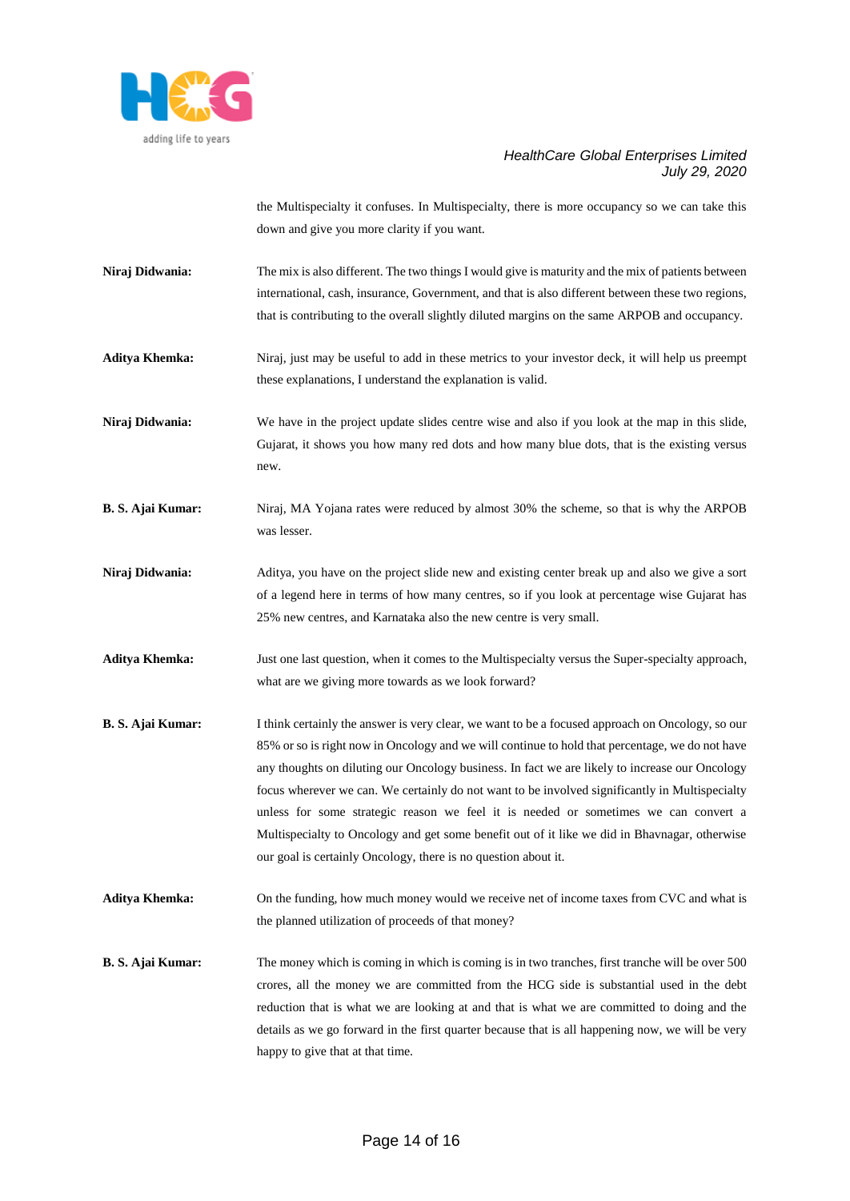the Multispecialty it confuses. In Multispecialty, there is more occupancy so we can take this down and give you more clarity if you want.

**Niraj Didwania:** The mix is also different. The two things I would give is maturity and the mix of patients between international, cash, insurance, Government, and that is also different between these two regions, that is contributing to the overall slightly diluted margins on the same ARPOB and occupancy.

**Aditya Khemka:** Niraj, just may be useful to add in these metrics to your investor deck, it will help us preempt these explanations, I understand the explanation is valid.

**Niraj Didwania:** We have in the project update slides centre wise and also if you look at the map in this slide, Gujarat, it shows you how many red dots and how many blue dots, that is the existing versus new.

**B. S. Ajai Kumar:** Niraj, MA Yojana rates were reduced by almost 30% the scheme, so that is why the ARPOB was lesser.

**Niraj Didwania:** Aditya, you have on the project slide new and existing center break up and also we give a sort of a legend here in terms of how many centres, so if you look at percentage wise Gujarat has 25% new centres, and Karnataka also the new centre is very small.

**Aditya Khemka:** Just one last question, when it comes to the Multispecialty versus the Super-specialty approach, what are we giving more towards as we look forward?

**B. S. Ajai Kumar:** I think certainly the answer is very clear, we want to be a focused approach on Oncology, so our 85% or so is right now in Oncology and we will continue to hold that percentage, we do not have any thoughts on diluting our Oncology business. In fact we are likely to increase our Oncology focus wherever we can. We certainly do not want to be involved significantly in Multispecialty unless for some strategic reason we feel it is needed or sometimes we can convert a Multispecialty to Oncology and get some benefit out of it like we did in Bhavnagar, otherwise our goal is certainly Oncology, there is no question about it.

**Aditya Khemka:** On the funding, how much money would we receive net of income taxes from CVC and what is the planned utilization of proceeds of that money?

**B. S. Ajai Kumar:** The money which is coming in which is coming is in two tranches, first tranche will be over 500 crores, all the money we are committed from the HCG side is substantial used in the debt reduction that is what we are looking at and that is what we are committed to doing and the details as we go forward in the first quarter because that is all happening now, we will be very happy to give that at that time.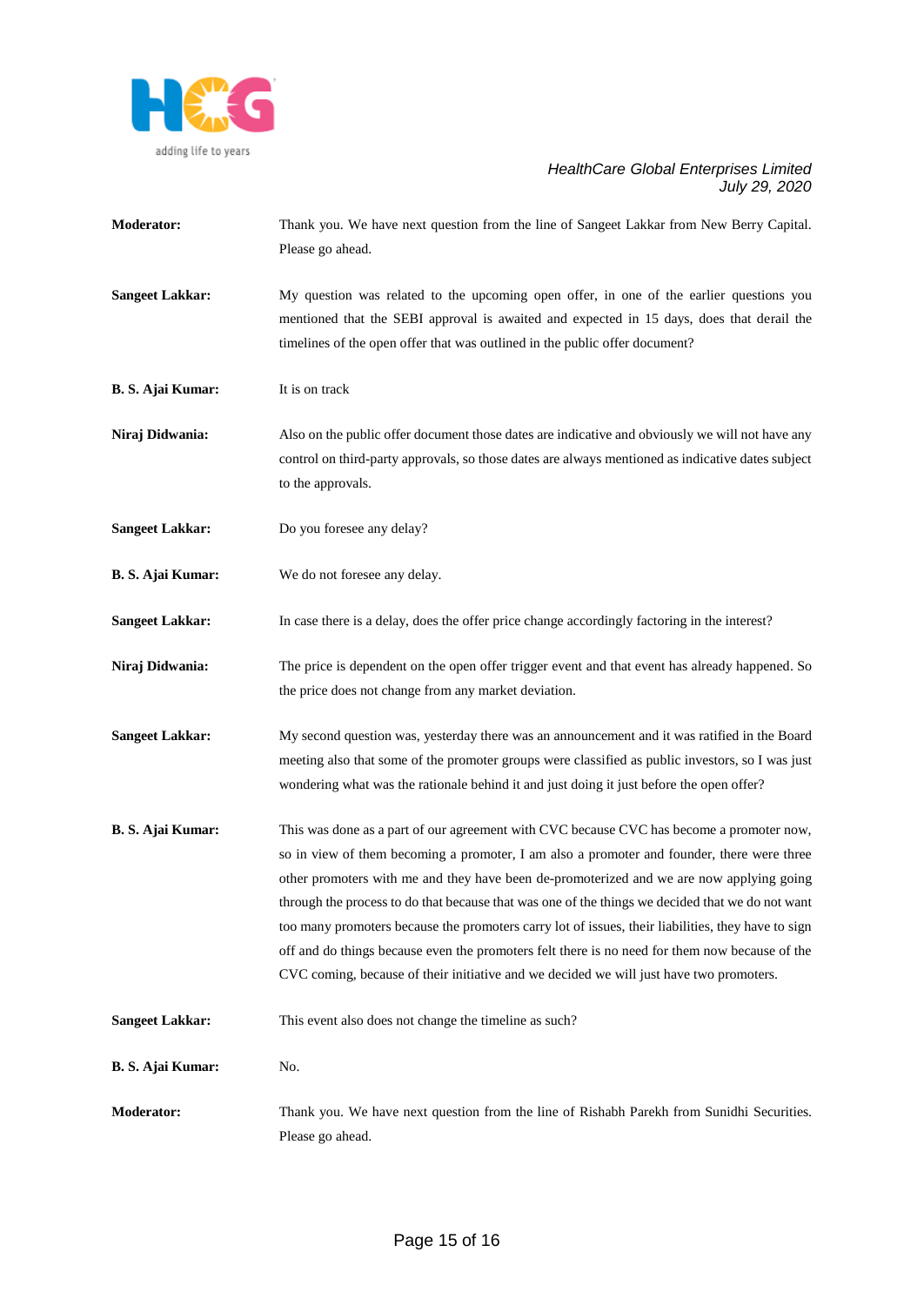**Moderator:** Thank you. We have next question from the line of Sangeet Lakkar from New Berry Capital. Please go ahead.

**Sangeet Lakkar:** My question was related to the upcoming open offer, in one of the earlier questions you mentioned that the SEBI approval is awaited and expected in 15 days, does that derail the timelines of the open offer that was outlined in the public offer document?

**B. S. Ajai Kumar:** It is on track

**Niraj Didwania:** Also on the public offer document those dates are indicative and obviously we will not have any control on third-party approvals, so those dates are always mentioned as indicative dates subject to the approvals.

**Sangeet Lakkar:** Do you foresee any delay?

**B. S. Ajai Kumar:** We do not foresee any delay.

**Sangeet Lakkar:** In case there is a delay, does the offer price change accordingly factoring in the interest?

**Niraj Didwania:** The price is dependent on the open offer trigger event and that event has already happened. So the price does not change from any market deviation.

**Sangeet Lakkar:** My second question was, yesterday there was an announcement and it was ratified in the Board meeting also that some of the promoter groups were classified as public investors, so I was just wondering what was the rationale behind it and just doing it just before the open offer?

**B. S. Ajai Kumar:** This was done as a part of our agreement with CVC because CVC has become a promoter now, so in view of them becoming a promoter, I am also a promoter and founder, there were three other promoters with me and they have been de-promoterized and we are now applying going through the process to do that because that was one of the things we decided that we do not want too many promoters because the promoters carry lot of issues, their liabilities, they have to sign off and do things because even the promoters felt there is no need for them now because of the CVC coming, because of their initiative and we decided we will just have two promoters.

**Sangeet Lakkar:** This event also does not change the timeline as such?

**B. S. Ajai Kumar:** No.

**Moderator:** Thank you. We have next question from the line of Rishabh Parekh from Sunidhi Securities. Please go ahead.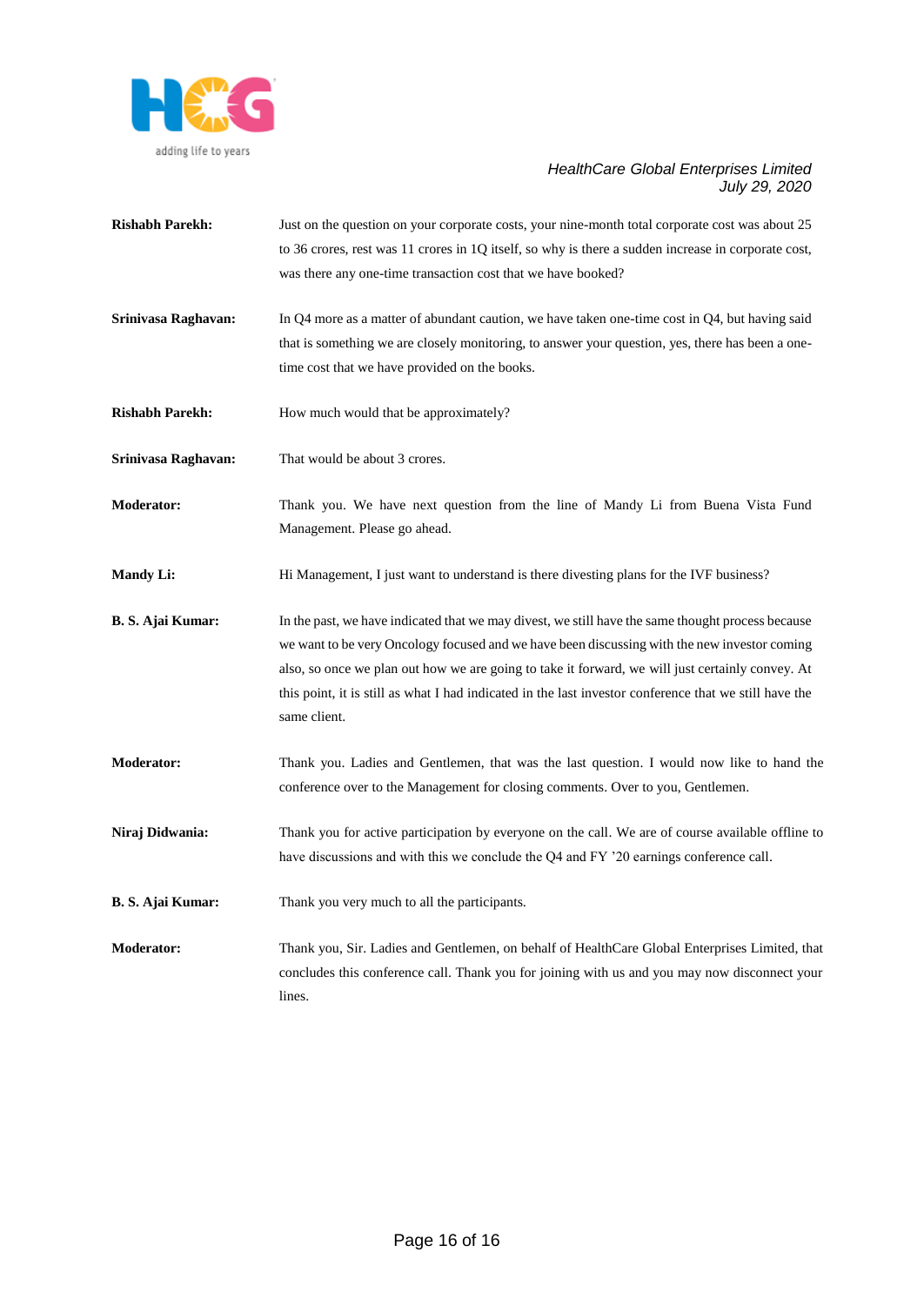**Rishabh Parekh:** Just on the question on your corporate costs, your nine-month total corporate cost was about 25 to 36 crores, rest was 11 crores in 1Q itself, so why is there a sudden increase in corporate cost, was there any one-time transaction cost that we have booked?

**Srinivasa Raghavan:** In Q4 more as a matter of abundant caution, we have taken one-time cost in Q4, but having said that is something we are closely monitoring, to answer your question, yes, there has been a one-time cost that we have provided on the books.

**Rishabh Parekh:** How much would that be approximately?

**Srinivasa Raghavan:** That would be about 3 crores.

**Moderator:** Thank you. We have next question from the line of Mandy Li from Buena Vista Fund Management. Please go ahead.

**Mandy Li:** Hi Management, I just want to understand is there divesting plans for the IVF business?

**B. S. Ajai Kumar:** In the past, we have indicated that we may divest, we still have the same thought process because we want to be very Oncology focused and we have been discussing with the new investor coming also, so once we plan out how we are going to take it forward, we will just certainly convey. At this point, it is still as what I had indicated in the last investor conference that we still have the same client.

**Moderator:** Thank you. Ladies and Gentlemen, that was the last question. I would now like to hand the conference over to the Management for closing comments. Over to you, Gentlemen.

**Niraj Didwania:** Thank you for active participation by everyone on the call. We are of course available offline to have discussions and with this we conclude the Q4 and FY '20 earnings conference call.

**B. S. Ajai Kumar:** Thank you very much to all the participants.

**Moderator:** Thank you, Sir. Ladies and Gentlemen, on behalf of HealthCare Global Enterprises Limited, that concludes this conference call. Thank you for joining with us and you may now disconnect your lines.